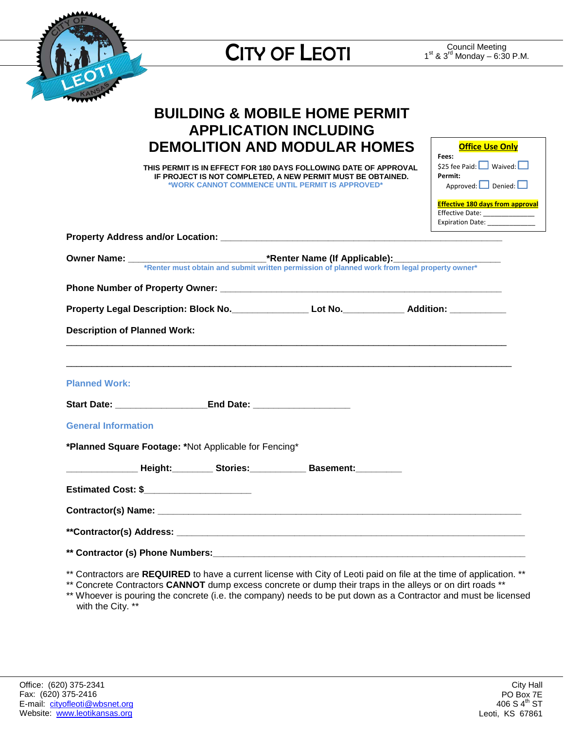# CITY OF LEOTI

Council Meeting
1st & 3rd Monday – 6:30 P.M.

## BUILDING & MOBILE HOME PERMIT APPLICATION INCLUDING DEMOLITION AND MODULAR HOMES

**THIS PERMIT IS IN EFFECT FOR 180 DAYS FOLLOWING DATE OF APPROVAL**
**IF PROJECT IS NOT COMPLETED, A NEW PERMIT MUST BE OBTAINED.**
**\*WORK CANNOT COMMENCE UNTIL PERMIT IS APPROVED\***

**Office Use Only**
**Fees:**
$25 fee Paid: ☐ Waived: ☐
**Permit:**
Approved: ☐ Denied: ☐

**Effective 180 days from approval**
Effective Date: _____________
Expiration Date: _____________

**Property Address and/or Location:** ________________________________________________________

**Owner Name:** __________________________ **\*Renter Name (If Applicable):** ____________________
**\*Renter must obtain and submit written permission of planned work from legal property owner\***

**Phone Number of Property Owner:** ________________________________________________________

**Property Legal Description: Block No.** _______________ **Lot No.** ____________ **Addition:** ___________

**Description of Planned Work:**

_____________________________________________________________________________________

_____________________________________________________________________________________

### Planned Work:

**Start Date:** __________________ **End Date:** ___________________

### General Information

**\*Planned Square Footage: \***Not Applicable for Fencing\*

______________ **Height:** ________ **Stories:** ___________ **Basement:** _________

**Estimated Cost: $** ____________________

**Contractor(s) Name:** __________________________________________________________________

**\*\*Contractor(s) Address:** ________________________________________________________________

**\*\* Contractor (s) Phone Numbers:** __________________________________________________________

\*\* Contractors are **REQUIRED** to have a current license with City of Leoti paid on file at the time of application. \*\*
\*\* Concrete Contractors **CANNOT** dump excess concrete or dump their traps in the alleys or on dirt roads \*\*
\*\* Whoever is pouring the concrete (i.e. the company) needs to be put down as a Contractor and must be licensed with the City. \*\*

Office: (620) 375-2341
Fax: (620) 375-2416
E-mail: cityofleoti@wbsnet.org
Website: www.leotikansas.org

City Hall
PO Box 7E
406 S 4th ST
Leoti, KS 67861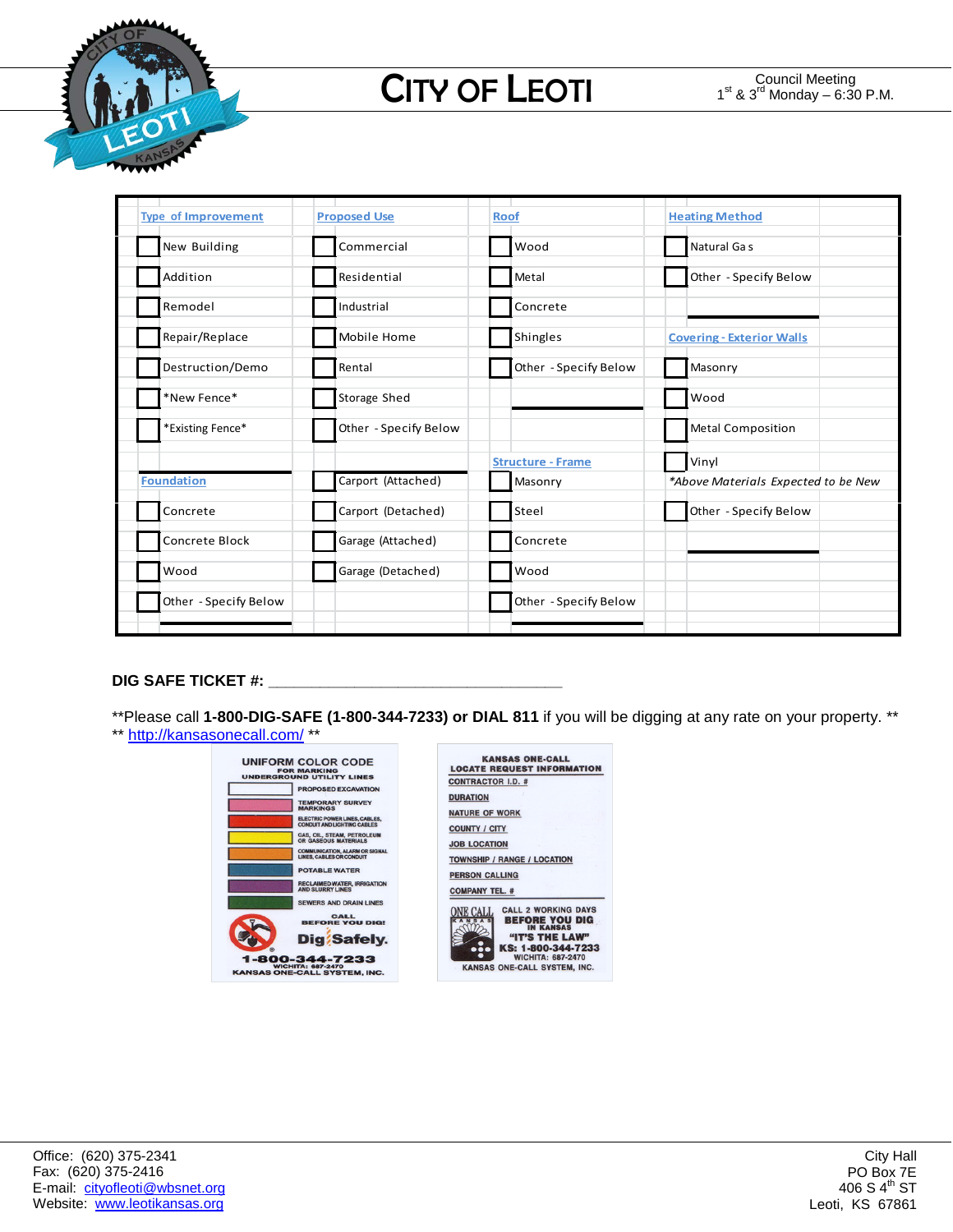# CITY OF LEOTI

Council Meeting
1st & 3rd Monday – 6:30 P.M.

| Type of Improvement | Proposed Use | Roof | Heating Method |
|---|---|---|---|
| ☐ New Building | ☐ Commercial | ☐ Wood | ☐ Natural Gas |
| ☐ Addition | ☐ Residential | ☐ Metal | ☐ Other - Specify Below |
| ☐ Remodel | ☐ Industrial | ☐ Concrete | ______________ |
| ☐ Repair/Replace | ☐ Mobile Home | ☐ Shingles | **Covering - Exterior Walls** |
| ☐ Destruction/Demo | ☐ Rental | ☐ Other - Specify Below | ☐ Masonry |
| ☐ *New Fence* | ☐ Storage Shed | ______________ | ☐ Wood |
| ☐ *Existing Fence* | ☐ Other - Specify Below | | ☐ Metal Composition |
| | | **Structure - Frame** | ☐ Vinyl |
| **Foundation** | ☐ Carport (Attached) | ☐ Masonry | *Above Materials Expected to be New* |
| ☐ Concrete | ☐ Carport (Detached) | ☐ Steel | ☐ Other - Specify Below |
| ☐ Concrete Block | ☐ Garage (Attached) | ☐ Concrete | ______________ |
| ☐ Wood | ☐ Garage (Detached) | ☐ Wood | |
| ☐ Other - Specify Below | | ☐ Other - Specify Below | |
| ______________ | | ______________ | |

**DIG SAFE TICKET #:** ___________________________________

**Please call **1-800-DIG-SAFE (1-800-344-7233) or DIAL 811** if you will be digging at any rate on your property. **
** http://kansasonecall.com/ **

Office: (620) 375-2341
Fax: (620) 375-2416
E-mail: cityofleoti@wbsnet.org
Website: www.leotikansas.org

City Hall
PO Box 7E
406 S 4th ST
Leoti, KS 67861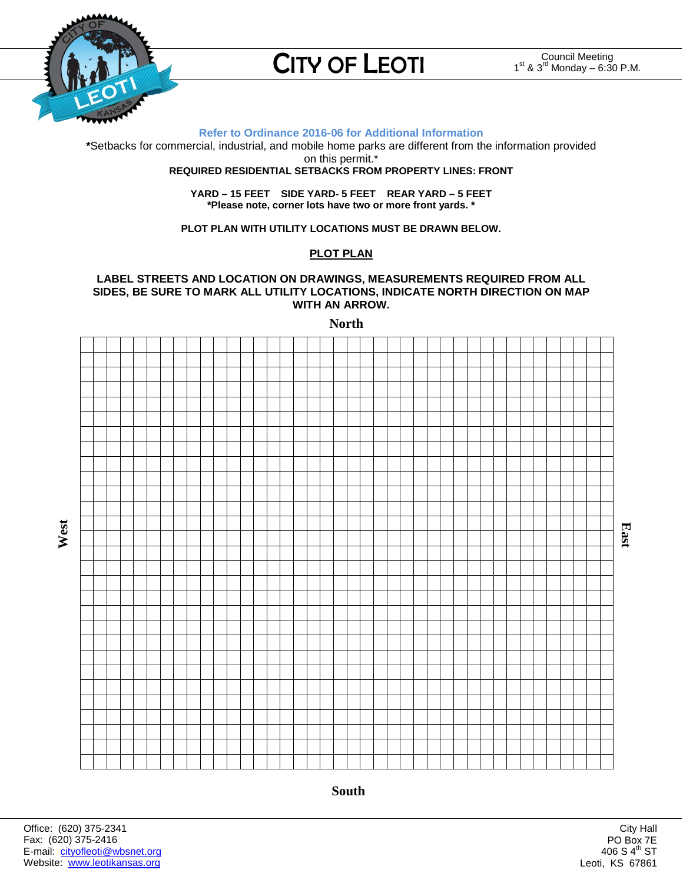**Refer to Ordinance 2016-06 for Additional Information**

***Setbacks for commercial, industrial, and mobile home parks are different from the information provided on this permit.***

**REQUIRED RESIDENTIAL SETBACKS FROM PROPERTY LINES: FRONT**

**YARD – 15 FEET SIDE YARD- 5 FEET REAR YARD – 5 FEET**

***Please note, corner lots have two or more front yards. ***

**PLOT PLAN WITH UTILITY LOCATIONS MUST BE DRAWN BELOW.**

## PLOT PLAN

**LABEL STREETS AND LOCATION ON DRAWINGS, MEASUREMENTS REQUIRED FROM ALL SIDES, BE SURE TO MARK ALL UTILITY LOCATIONS, INDICATE NORTH DIRECTION ON MAP WITH AN ARROW.**

**North**

**West**

**East**

**South**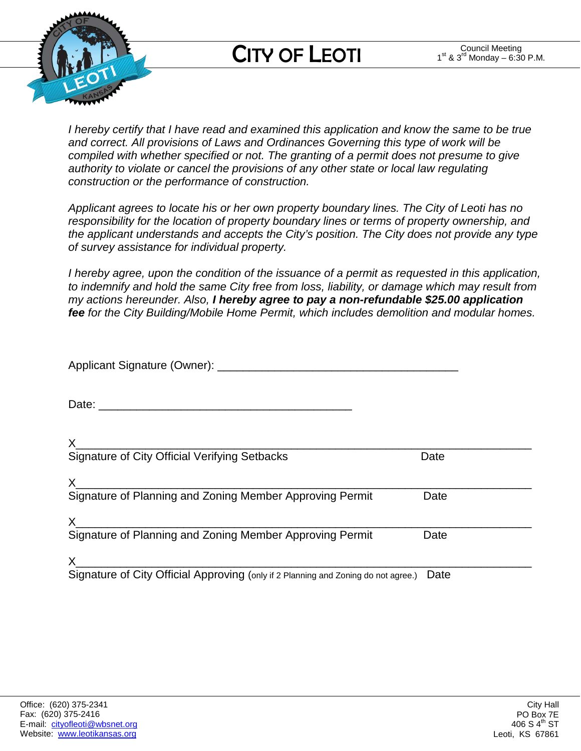*I hereby certify that I have read and examined this application and know the same to be true and correct. All provisions of Laws and Ordinances Governing this type of work will be compiled with whether specified or not. The granting of a permit does not presume to give authority to violate or cancel the provisions of any other state or local law regulating construction or the performance of construction.*

*Applicant agrees to locate his or her own property boundary lines. The City of Leoti has no responsibility for the location of property boundary lines or terms of property ownership, and the applicant understands and accepts the City's position. The City does not provide any type of survey assistance for individual property.*

*I hereby agree, upon the condition of the issuance of a permit as requested in this application, to indemnify and hold the same City free from loss, liability, or damage which may result from my actions hereunder. Also,* ***I hereby agree to pay a non-refundable $25.00 application fee*** *for the City Building/Mobile Home Permit, which includes demolition and modular homes.*

Applicant Signature (Owner): ______________________________________

Date: ________________________________________

X__________________________________________________________________

Signature of City Official Verifying Setbacks Date

X__________________________________________________________________

Signature of Planning and Zoning Member Approving Permit Date

X__________________________________________________________________

Signature of Planning and Zoning Member Approving Permit Date

X__________________________________________________________________

Signature of City Official Approving (only if 2 Planning and Zoning do not agree.) Date